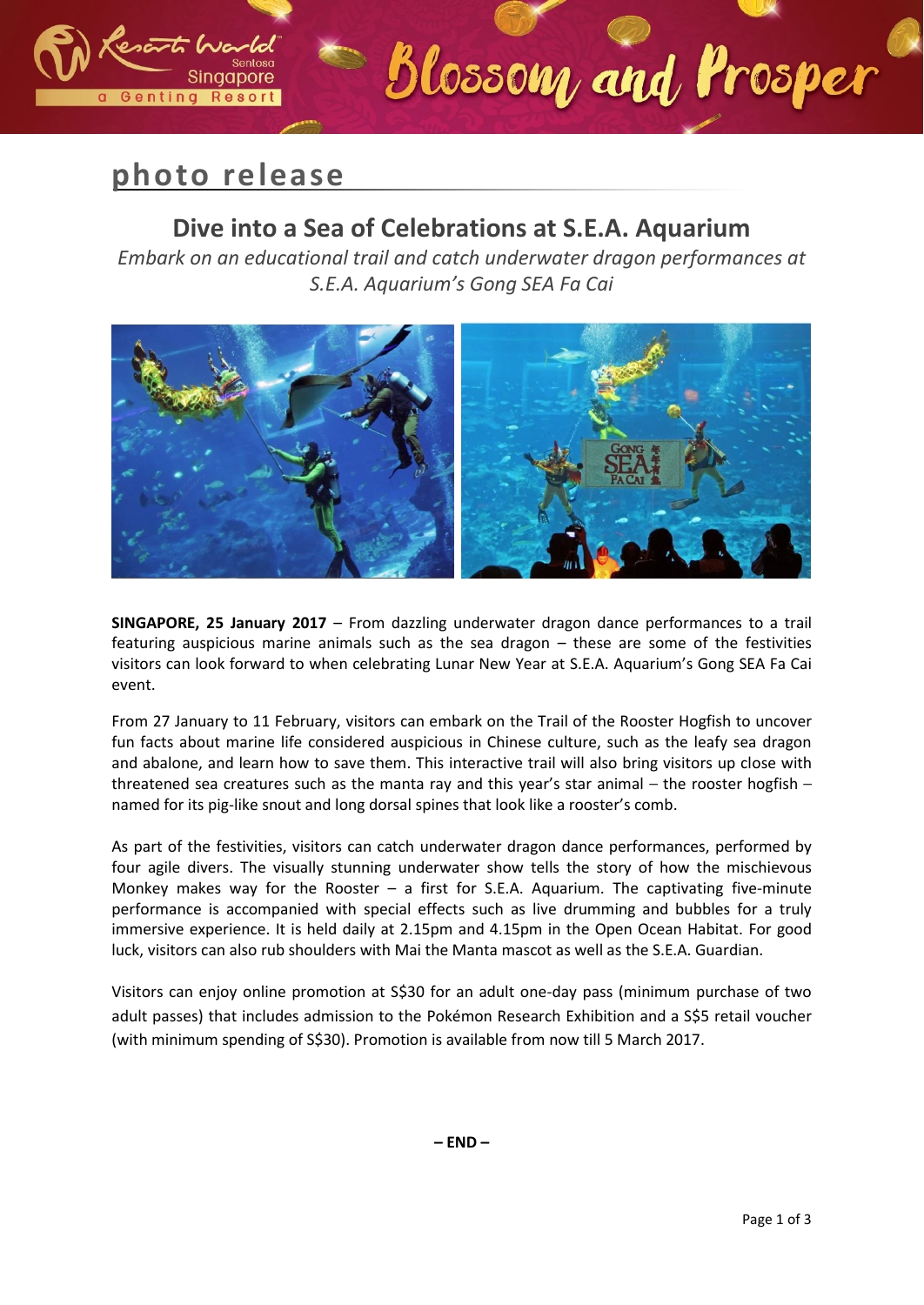photo release

## Dive into a Sea of Celebrations at S.E.A. Aquarium

*Embark on an educational trail and catch underwater dragon performances at S.E.A. Aquarium's Gong SEA Fa Cai*

**SINGAPORE, 25 January 2017** – From dazzling underwater dragon dance performances to a trail featuring auspicious marine animals such as the sea dragon – these are some of the festivities visitors can look forward to when celebrating Lunar New Year at S.E.A. Aquarium's Gong SEA Fa Cai event.

From 27 January to 11 February, visitors can embark on the Trail of the Rooster Hogfish to uncover fun facts about marine life considered auspicious in Chinese culture, such as the leafy sea dragon and abalone, and learn how to save them. This interactive trail will also bring visitors up close with threatened sea creatures such as the manta ray and this year's star animal – the rooster hogfish – named for its pig-like snout and long dorsal spines that look like a rooster's comb.

As part of the festivities, visitors can catch underwater dragon dance performances, performed by four agile divers. The visually stunning underwater show tells the story of how the mischievous Monkey makes way for the Rooster – a first for S.E.A. Aquarium. The captivating five-minute performance is accompanied with special effects such as live drumming and bubbles for a truly immersive experience. It is held daily at 2.15pm and 4.15pm in the Open Ocean Habitat. For good luck, visitors can also rub shoulders with Mai the Manta mascot as well as the S.E.A. Guardian.

Visitors can enjoy online promotion at S$30 for an adult one-day pass (minimum purchase of two adult passes) that includes admission to the Pokémon Research Exhibition and a S$5 retail voucher (with minimum spending of S$30). Promotion is available from now till 5 March 2017.

**– END –**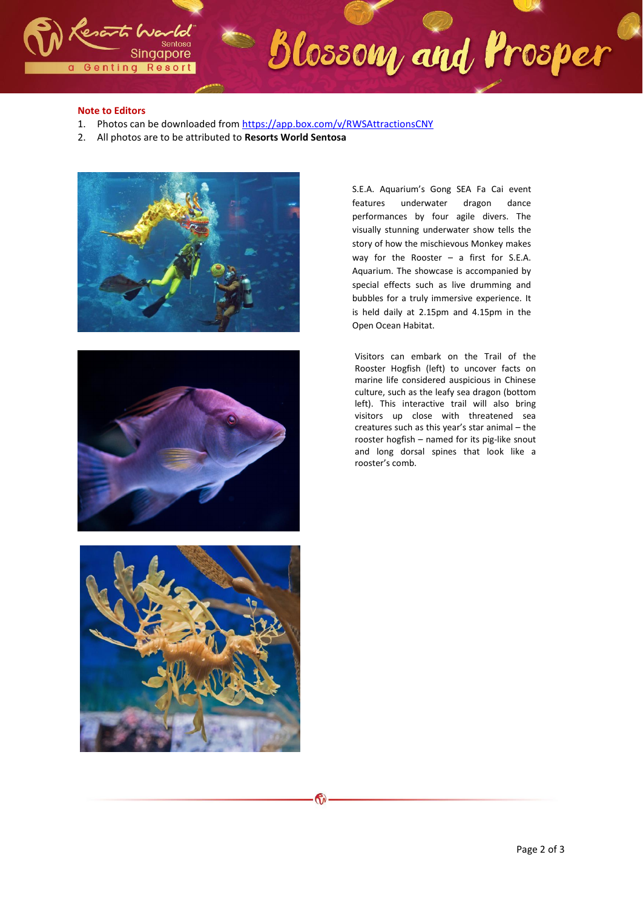**Note to Editors**

1. Photos can be downloaded from [https://app.box.com/v/RWSAttractionsCNY](https://app.box.com/v/RWSAttractionsCNY)
2. All photos are to be attributed to **Resorts World Sentosa**

S.E.A. Aquarium's Gong SEA Fa Cai event features underwater dragon dance performances by four agile divers. The visually stunning underwater show tells the story of how the mischievous Monkey makes way for the Rooster – a first for S.E.A. Aquarium. The showcase is accompanied by special effects such as live drumming and bubbles for a truly immersive experience. It is held daily at 2.15pm and 4.15pm in the Open Ocean Habitat.

Visitors can embark on the Trail of the Rooster Hogfish (left) to uncover facts on marine life considered auspicious in Chinese culture, such as the leafy sea dragon (bottom left). This interactive trail will also bring visitors up close with threatened sea creatures such as this year's star animal – the rooster hogfish – named for its pig-like snout and long dorsal spines that look like a rooster's comb.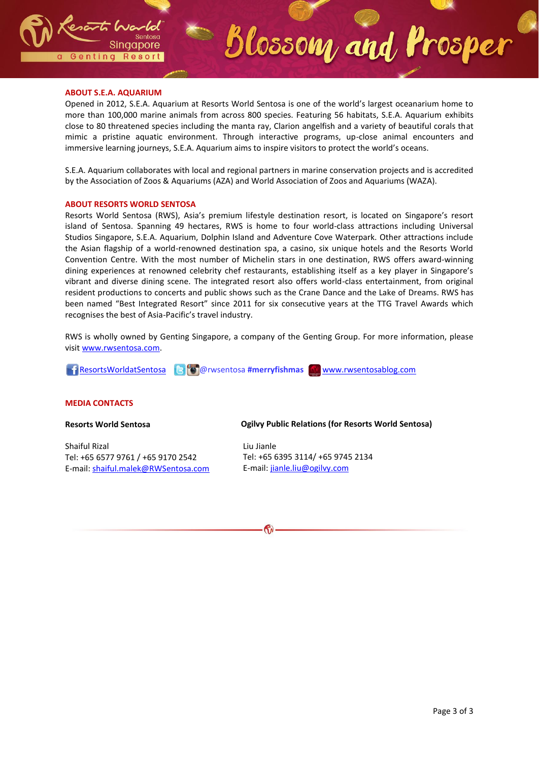## ABOUT S.E.A. AQUARIUM

Opened in 2012, S.E.A. Aquarium at Resorts World Sentosa is one of the world's largest oceanarium home to more than 100,000 marine animals from across 800 species. Featuring 56 habitats, S.E.A. Aquarium exhibits close to 80 threatened species including the manta ray, Clarion angelfish and a variety of beautiful corals that mimic a pristine aquatic environment. Through interactive programs, up-close animal encounters and immersive learning journeys, S.E.A. Aquarium aims to inspire visitors to protect the world's oceans.

S.E.A. Aquarium collaborates with local and regional partners in marine conservation projects and is accredited by the Association of Zoos & Aquariums (AZA) and World Association of Zoos and Aquariums (WAZA).

## ABOUT RESORTS WORLD SENTOSA

Resorts World Sentosa (RWS), Asia's premium lifestyle destination resort, is located on Singapore's resort island of Sentosa. Spanning 49 hectares, RWS is home to four world-class attractions including Universal Studios Singapore, S.E.A. Aquarium, Dolphin Island and Adventure Cove Waterpark. Other attractions include the Asian flagship of a world-renowned destination spa, a casino, six unique hotels and the Resorts World Convention Centre. With the most number of Michelin stars in one destination, RWS offers award-winning dining experiences at renowned celebrity chef restaurants, establishing itself as a key player in Singapore's vibrant and diverse dining scene. The integrated resort also offers world-class entertainment, from original resident productions to concerts and public shows such as the Crane Dance and the Lake of Dreams. RWS has been named "Best Integrated Resort" since 2011 for six consecutive years at the TTG Travel Awards which recognises the best of Asia-Pacific's travel industry.

RWS is wholly owned by Genting Singapore, a company of the Genting Group. For more information, please visit www.rwsentosa.com.

ResortsWorldatSentosa @rwsentosa **#merryfishmas** www.rwsentosablog.com

## MEDIA CONTACTS

**Resorts World Sentosa**

Shaiful Rizal
Tel: +65 6577 9761 / +65 9170 2542
E-mail: shaiful.malek@RWSentosa.com

**Ogilvy Public Relations (for Resorts World Sentosa)**

Liu Jianle
Tel: +65 6395 3114/ +65 9745 2134
E-mail: jianle.liu@ogilvy.com